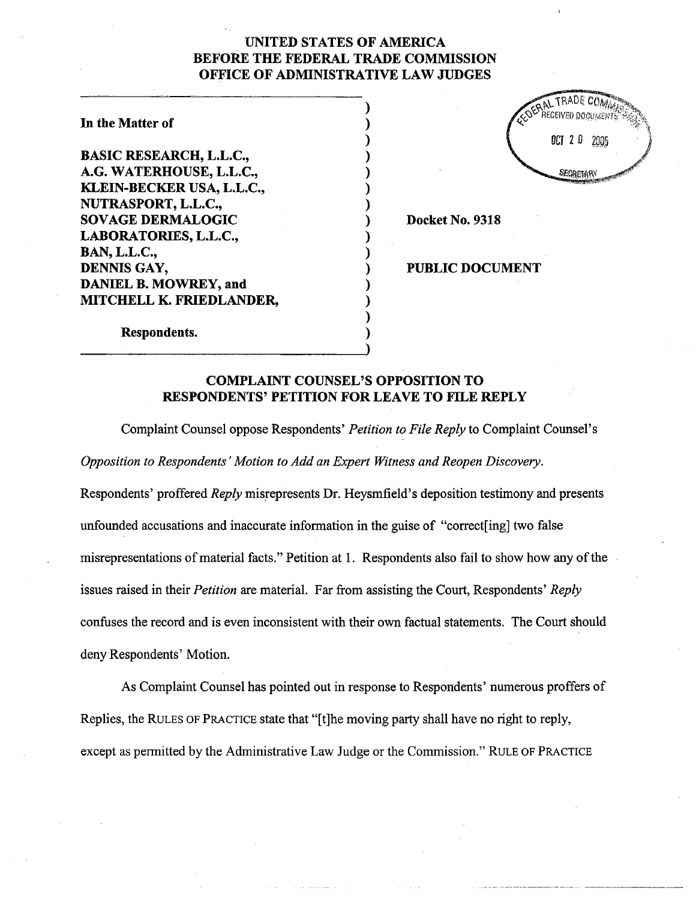**UNITED STATES OF AMERICA**
**BEFORE THE FEDERAL TRADE COMMISSION**
**OFFICE OF ADMINISTRATIVE LAW JUDGES**

FEDERAL TRADE COMMISSION RECEIVED DOCUMENTS OCT 20 2005 SECRETARY

**In the Matter of**

**BASIC RESEARCH, L.L.C.,**
**A.G. WATERHOUSE, L.L.C.,**
**KLEIN-BECKER USA, L.L.C.,**
**NUTRASPORT, L.L.C.,**
**SOVAGE DERMALOGIC LABORATORIES, L.L.C.,**
**BAN, L.L.C.,**
**DENNIS GAY,**
**DANIEL B. MOWREY, and**
**MITCHELL K. FRIEDLANDER,**

**Respondents.**

**Docket No. 9318**

**PUBLIC DOCUMENT**

## COMPLAINT COUNSEL'S OPPOSITION TO RESPONDENTS' PETITION FOR LEAVE TO FILE REPLY

Complaint Counsel oppose Respondents' *Petition to File Reply* to Complaint Counsel's *Opposition to Respondents' Motion to Add an Expert Witness and Reopen Discovery*. Respondents' proffered *Reply* misrepresents Dr. Heysmfield's deposition testimony and presents unfounded accusations and inaccurate information in the guise of "correct[ing] two false misrepresentations of material facts." Petition at 1. Respondents also fail to show how any of the issues raised in their *Petition* are material. Far from assisting the Court, Respondents' *Reply* confuses the record and is even inconsistent with their own factual statements. The Court should deny Respondents' Motion.

As Complaint Counsel has pointed out in response to Respondents' numerous proffers of Replies, the RULES OF PRACTICE state that "[t]he moving party shall have no right to reply, except as permitted by the Administrative Law Judge or the Commission." RULE OF PRACTICE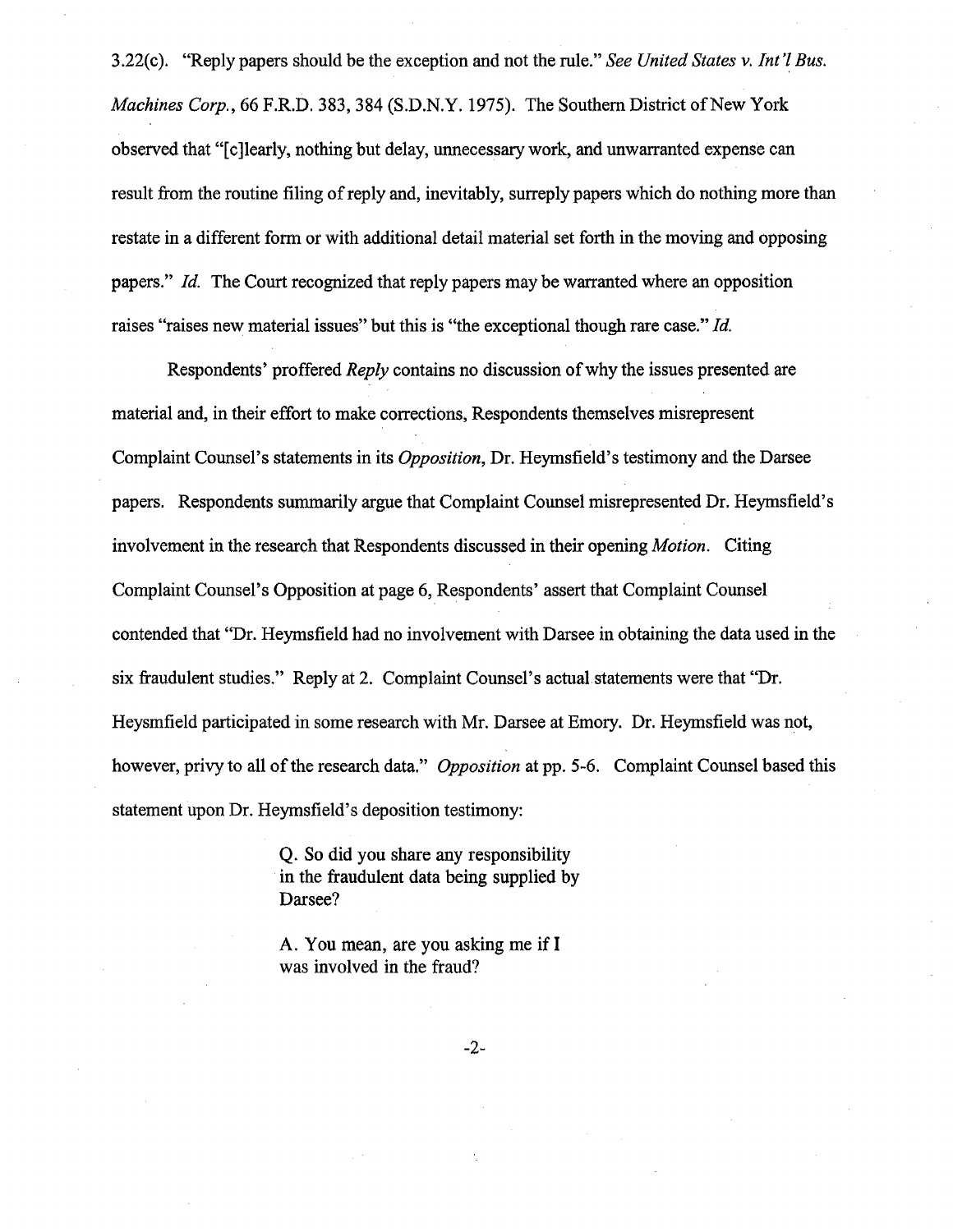3.22(c). "Reply papers should be the exception and not the rule." *See United States v. Int'l Bus. Machines Corp.*, 66 F.R.D. 383, 384 (S.D.N.Y. 1975). The Southern District of New York observed that "[c]learly, nothing but delay, unnecessary work, and unwarranted expense can result from the routine filing of reply and, inevitably, surreply papers which do nothing more than restate in a different form or with additional detail material set forth in the moving and opposing papers." *Id.* The Court recognized that reply papers may be warranted where an opposition raises "raises new material issues" but this is "the exceptional though rare case." *Id.*

Respondents' proffered *Reply* contains no discussion of why the issues presented are material and, in their effort to make corrections, Respondents themselves misrepresent Complaint Counsel's statements in its *Opposition*, Dr. Heymsfield's testimony and the Darsee papers. Respondents summarily argue that Complaint Counsel misrepresented Dr. Heymsfield's involvement in the research that Respondents discussed in their opening *Motion*. Citing Complaint Counsel's Opposition at page 6, Respondents' assert that Complaint Counsel contended that "Dr. Heymsfield had no involvement with Darsee in obtaining the data used in the six fraudulent studies." Reply at 2. Complaint Counsel's actual statements were that "Dr. Heysmfield participated in some research with Mr. Darsee at Emory. Dr. Heymsfield was not, however, privy to all of the research data." *Opposition* at pp. 5-6. Complaint Counsel based this statement upon Dr. Heymsfield's deposition testimony:

> Q. So did you share any responsibility in the fraudulent data being supplied by Darsee?
>
> A. You mean, are you asking me if I was involved in the fraud?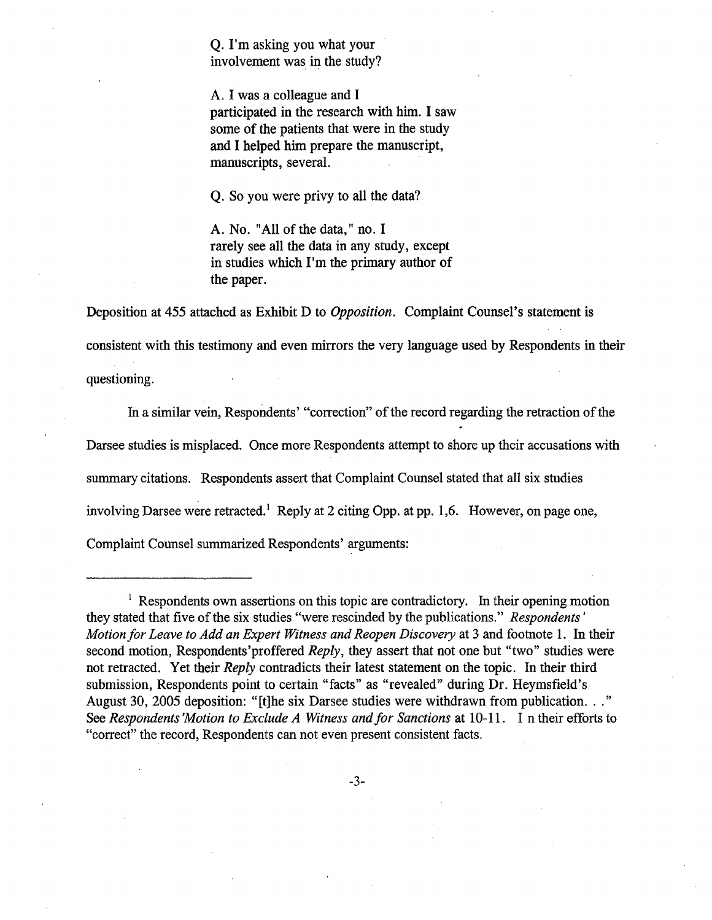> Q. I'm asking you what your involvement was in the study?
>
> A. I was a colleague and I participated in the research with him. I saw some of the patients that were in the study and I helped him prepare the manuscript, manuscripts, several.
>
> Q. So you were privy to all the data?
>
> A. No. "All of the data," no. I rarely see all the data in any study, except in studies which I'm the primary author of the paper.

Deposition at 455 attached as Exhibit D to *Opposition*. Complaint Counsel's statement is consistent with this testimony and even mirrors the very language used by Respondents in their questioning.

In a similar vein, Respondents' "correction" of the record regarding the retraction of the Darsee studies is misplaced. Once more Respondents attempt to shore up their accusations with summary citations. Respondents assert that Complaint Counsel stated that all six studies involving Darsee were retracted.[1] Reply at 2 citing Opp. at pp. 1,6. However, on page one, Complaint Counsel summarized Respondents' arguments:

---

[1] Respondents own assertions on this topic are contradictory. In their opening motion they stated that five of the six studies "were rescinded by the publications." *Respondents' Motion for Leave to Add an Expert Witness and Reopen Discovery* at 3 and footnote 1. In their second motion, Respondents'proffered *Reply*, they assert that not one but "two" studies were not retracted. Yet their *Reply* contradicts their latest statement on the topic. In their third submission, Respondents point to certain "facts" as "revealed" during Dr. Heymsfield's August 30, 2005 deposition: "[t]he six Darsee studies were withdrawn from publication. . ." See *Respondents'Motion to Exclude A Witness and for Sanctions* at 10-11. I n their efforts to "correct" the record, Respondents can not even present consistent facts.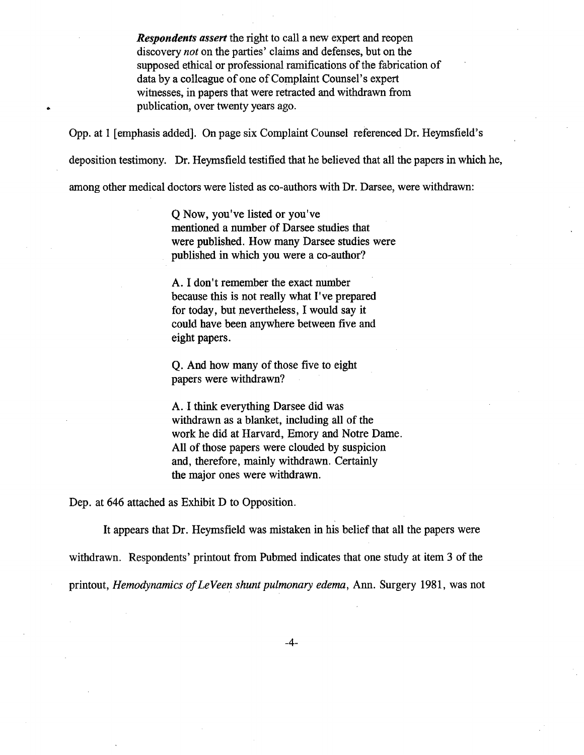> ***Respondents assert*** the right to call a new expert and reopen discovery *not* on the parties' claims and defenses, but on the supposed ethical or professional ramifications of the fabrication of data by a colleague of one of Complaint Counsel's expert witnesses, in papers that were retracted and withdrawn from publication, over twenty years ago.

Opp. at 1 [emphasis added]. On page six Complaint Counsel referenced Dr. Heymsfield's deposition testimony. Dr. Heymsfield testified that he believed that all the papers in which he, among other medical doctors were listed as co-authors with Dr. Darsee, were withdrawn:

> Q Now, you've listed or you've mentioned a number of Darsee studies that were published. How many Darsee studies were published in which you were a co-author?
>
> A. I don't remember the exact number because this is not really what I've prepared for today, but nevertheless, I would say it could have been anywhere between five and eight papers.
>
> Q. And how many of those five to eight papers were withdrawn?
>
> A. I think everything Darsee did was withdrawn as a blanket, including all of the work he did at Harvard, Emory and Notre Dame. All of those papers were clouded by suspicion and, therefore, mainly withdrawn. Certainly the major ones were withdrawn.

Dep. at 646 attached as Exhibit D to Opposition.

It appears that Dr. Heymsfield was mistaken in his belief that all the papers were withdrawn. Respondents' printout from Pubmed indicates that one study at item 3 of the printout, *Hemodynamics of LeVeen shunt pulmonary edema*, Ann. Surgery 1981, was not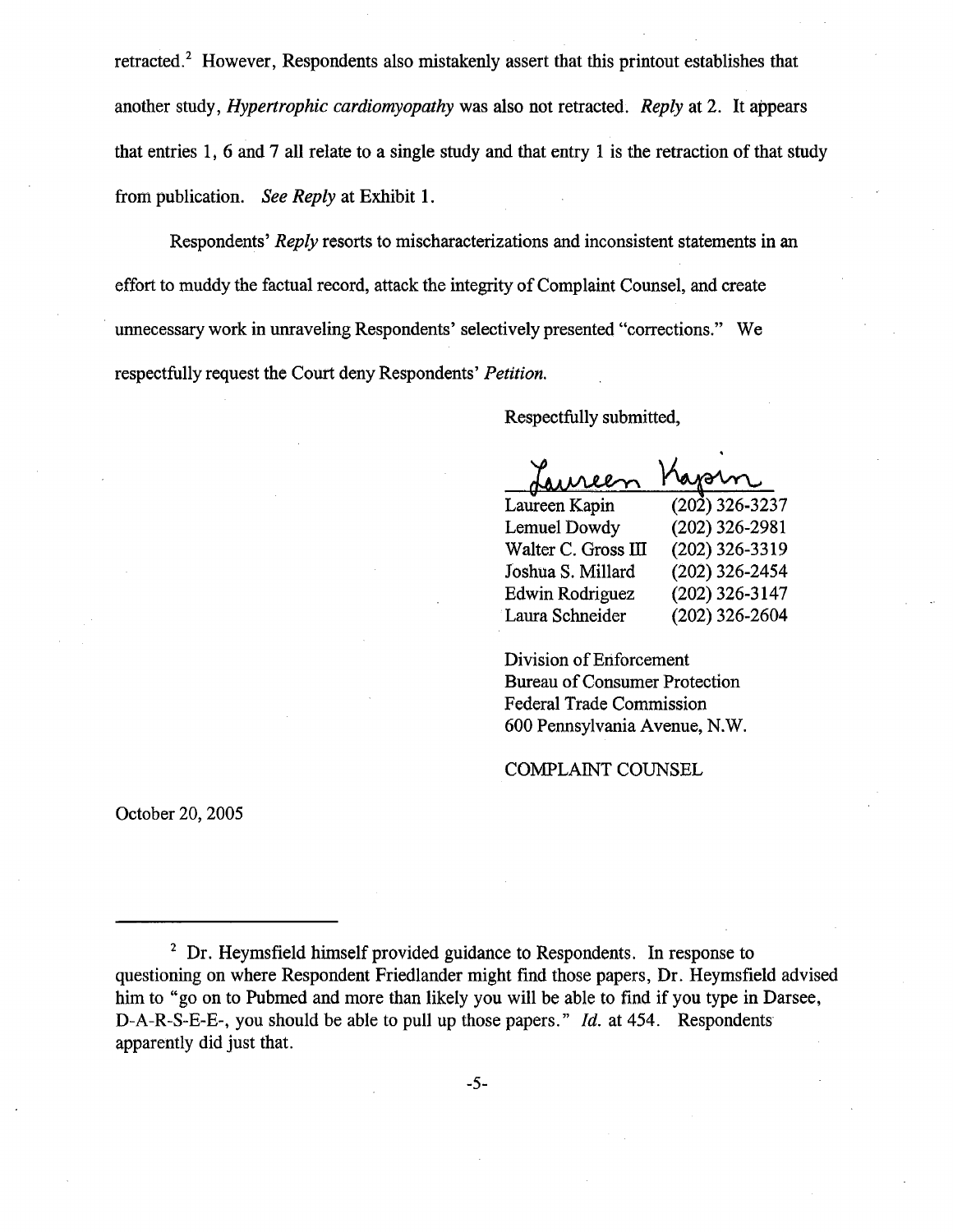retracted.[2] However, Respondents also mistakenly assert that this printout establishes that another study, *Hypertrophic cardiomyopathy* was also not retracted. *Reply* at 2. It appears that entries 1, 6 and 7 all relate to a single study and that entry 1 is the retraction of that study from publication. *See Reply* at Exhibit 1.

Respondents' *Reply* resorts to mischaracterizations and inconsistent statements in an effort to muddy the factual record, attack the integrity of Complaint Counsel, and create unnecessary work in unraveling Respondents' selectively presented "corrections." We respectfully request the Court deny Respondents' *Petition.*

Respectfully submitted,

Laureen Kapin

| | |
|---|---|
| Laureen Kapin | (202) 326-3237 |
| Lemuel Dowdy | (202) 326-2981 |
| Walter C. Gross III | (202) 326-3319 |
| Joshua S. Millard | (202) 326-2454 |
| Edwin Rodriguez | (202) 326-3147 |
| Laura Schneider | (202) 326-2604 |

Division of Enforcement
Bureau of Consumer Protection
Federal Trade Commission
600 Pennsylvania Avenue, N.W.

COMPLAINT COUNSEL

October 20, 2005

---

[2] Dr. Heymsfield himself provided guidance to Respondents. In response to questioning on where Respondent Friedlander might find those papers, Dr. Heymsfield advised him to "go on to Pubmed and more than likely you will be able to find if you type in Darsee, D-A-R-S-E-E-, you should be able to pull up those papers." *Id.* at 454. Respondents apparently did just that.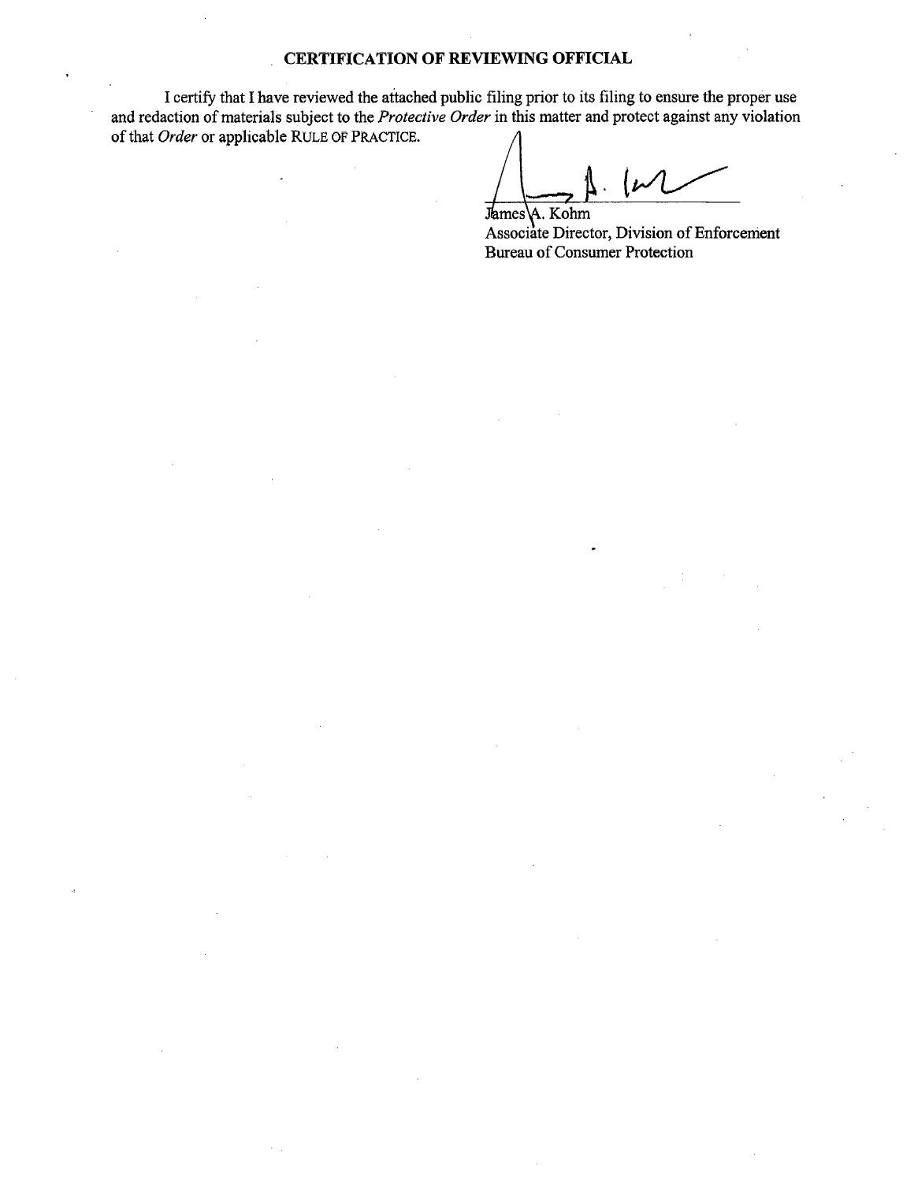## CERTIFICATION OF REVIEWING OFFICIAL

I certify that I have reviewed the attached public filing prior to its filing to ensure the proper use and redaction of materials subject to the *Protective Order* in this matter and protect against any violation of that *Order* or applicable RULE OF PRACTICE.

James A. Kohm
Associate Director, Division of Enforcement
Bureau of Consumer Protection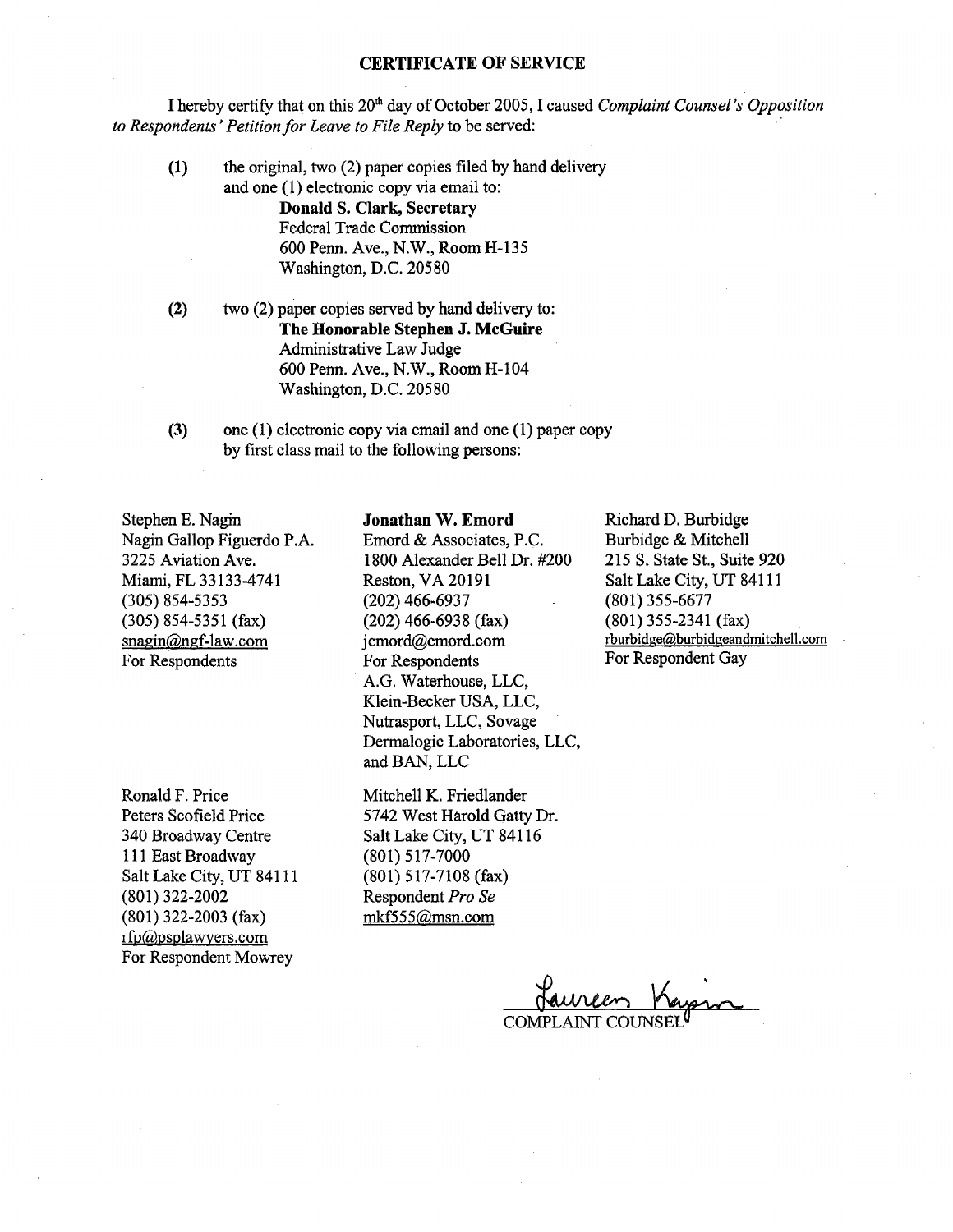# CERTIFICATE OF SERVICE

I hereby certify that on this 20th day of October 2005, I caused *Complaint Counsel's Opposition to Respondents' Petition for Leave to File Reply* to be served:

(1) the original, two (2) paper copies filed by hand delivery and one (1) electronic copy via email to:
**Donald S. Clark, Secretary**
Federal Trade Commission
600 Penn. Ave., N.W., Room H-135
Washington, D.C. 20580

(2) two (2) paper copies served by hand delivery to:
**The Honorable Stephen J. McGuire**
Administrative Law Judge
600 Penn. Ave., N.W., Room H-104
Washington, D.C. 20580

(3) one (1) electronic copy via email and one (1) paper copy by first class mail to the following persons:

Stephen E. Nagin
Nagin Gallop Figuerdo P.A.
3225 Aviation Ave.
Miami, FL 33133-4741
(305) 854-5353
(305) 854-5351 (fax)
snagin@ngf-law.com
For Respondents

**Jonathan W. Emord**
Emord & Associates, P.C.
1800 Alexander Bell Dr. #200
Reston, VA 20191
(202) 466-6937
(202) 466-6938 (fax)
jemord@emord.com
For Respondents
A.G. Waterhouse, LLC,
Klein-Becker USA, LLC,
Nutrasport, LLC, Sovage
Dermalogic Laboratories, LLC,
and BAN, LLC

Richard D. Burbidge
Burbidge & Mitchell
215 S. State St., Suite 920
Salt Lake City, UT 84111
(801) 355-6677
(801) 355-2341 (fax)
rburbidge@burbidgeandmitchell.com
For Respondent Gay

Ronald F. Price
Peters Scofield Price
340 Broadway Centre
111 East Broadway
Salt Lake City, UT 84111
(801) 322-2002
(801) 322-2003 (fax)
rfp@psplawyers.com
For Respondent Mowrey

Mitchell K. Friedlander
5742 West Harold Gatty Dr.
Salt Lake City, UT 84116
(801) 517-7000
(801) 517-7108 (fax)
Respondent *Pro Se*
mkf555@msn.com

Laureen Kapin
COMPLAINT COUNSEL